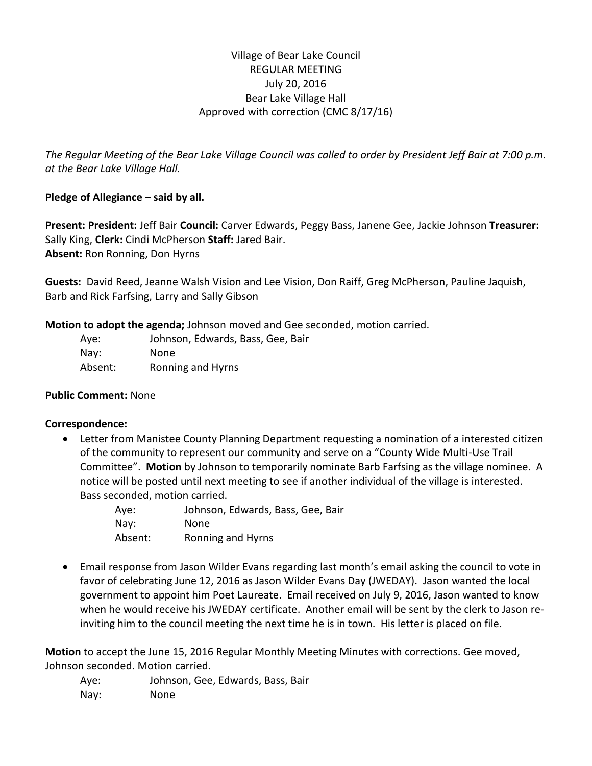Village of Bear Lake Council
REGULAR MEETING
July 20, 2016
Bear Lake Village Hall
Approved with correction (CMC 8/17/16)

*The Regular Meeting of the Bear Lake Village Council was called to order by President Jeff Bair at 7:00 p.m. at the Bear Lake Village Hall.*

**Pledge of Allegiance – said by all.**

**Present: President:** Jeff Bair **Council:** Carver Edwards, Peggy Bass, Janene Gee, Jackie Johnson **Treasurer:** Sally King, **Clerk:** Cindi McPherson **Staff:** Jared Bair.
**Absent:** Ron Ronning, Don Hyrns

**Guests:** David Reed, Jeanne Walsh Vision and Lee Vision, Don Raiff, Greg McPherson, Pauline Jaquish, Barb and Rick Farfsing, Larry and Sally Gibson

**Motion to adopt the agenda;** Johnson moved and Gee seconded, motion carried.

Aye: Johnson, Edwards, Bass, Gee, Bair
Nay: None
Absent: Ronning and Hyrns

**Public Comment:** None

**Correspondence:**

- Letter from Manistee County Planning Department requesting a nomination of a interested citizen of the community to represent our community and serve on a "County Wide Multi-Use Trail Committee". **Motion** by Johnson to temporarily nominate Barb Farfsing as the village nominee. A notice will be posted until next meeting to see if another individual of the village is interested. Bass seconded, motion carried.

  Aye: Johnson, Edwards, Bass, Gee, Bair
  Nay: None
  Absent: Ronning and Hyrns

- Email response from Jason Wilder Evans regarding last month's email asking the council to vote in favor of celebrating June 12, 2016 as Jason Wilder Evans Day (JWEDAY). Jason wanted the local government to appoint him Poet Laureate. Email received on July 9, 2016, Jason wanted to know when he would receive his JWEDAY certificate. Another email will be sent by the clerk to Jason re-inviting him to the council meeting the next time he is in town. His letter is placed on file.

**Motion** to accept the June 15, 2016 Regular Monthly Meeting Minutes with corrections. Gee moved, Johnson seconded. Motion carried.

Aye: Johnson, Gee, Edwards, Bass, Bair
Nay: None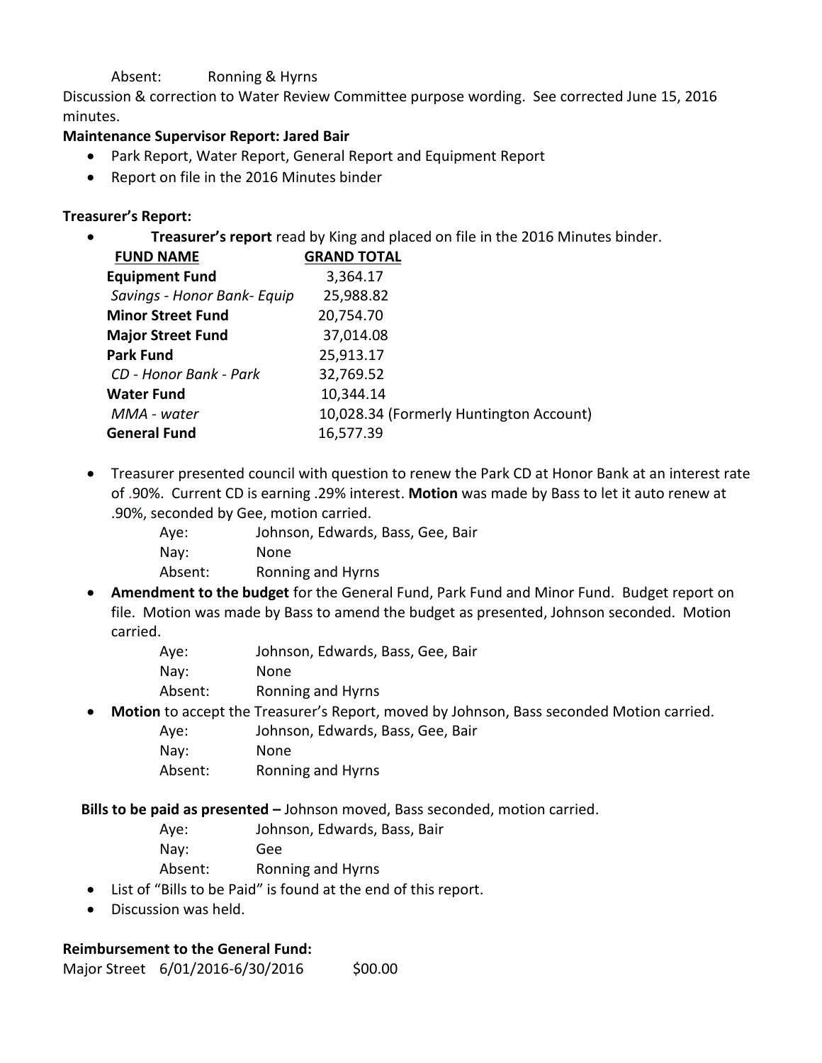Absent: Ronning & Hyrns

Discussion & correction to Water Review Committee purpose wording. See corrected June 15, 2016 minutes.

**Maintenance Supervisor Report: Jared Bair**

- Park Report, Water Report, General Report and Equipment Report
- Report on file in the 2016 Minutes binder

**Treasurer's Report:**

- **Treasurer's report** read by King and placed on file in the 2016 Minutes binder.

| FUND NAME | GRAND TOTAL |
|---|---|
| **Equipment Fund** | 3,364.17 |
| *Savings - Honor Bank- Equip* | 25,988.82 |
| **Minor Street Fund** | 20,754.70 |
| **Major Street Fund** | 37,014.08 |
| **Park Fund** | 25,913.17 |
| *CD - Honor Bank - Park* | 32,769.52 |
| **Water Fund** | 10,344.14 |
| *MMA - water* | 10,028.34 (Formerly Huntington Account) |
| **General Fund** | 16,577.39 |

- Treasurer presented council with question to renew the Park CD at Honor Bank at an interest rate of .90%. Current CD is earning .29% interest. **Motion** was made by Bass to let it auto renew at .90%, seconded by Gee, motion carried.
  - Aye: Johnson, Edwards, Bass, Gee, Bair
  - Nay: None
  - Absent: Ronning and Hyrns
- **Amendment to the budget** for the General Fund, Park Fund and Minor Fund. Budget report on file. Motion was made by Bass to amend the budget as presented, Johnson seconded. Motion carried.
  - Aye: Johnson, Edwards, Bass, Gee, Bair
  - Nay: None
  - Absent: Ronning and Hyrns
- **Motion** to accept the Treasurer's Report, moved by Johnson, Bass seconded Motion carried.
  - Aye: Johnson, Edwards, Bass, Gee, Bair
  - Nay: None
  - Absent: Ronning and Hyrns

**Bills to be paid as presented –** Johnson moved, Bass seconded, motion carried.

- Aye: Johnson, Edwards, Bass, Bair
- Nay: Gee
- Absent: Ronning and Hyrns

- List of "Bills to be Paid" is found at the end of this report.
- Discussion was held.

**Reimbursement to the General Fund:**

Major Street 6/01/2016-6/30/2016 $00.00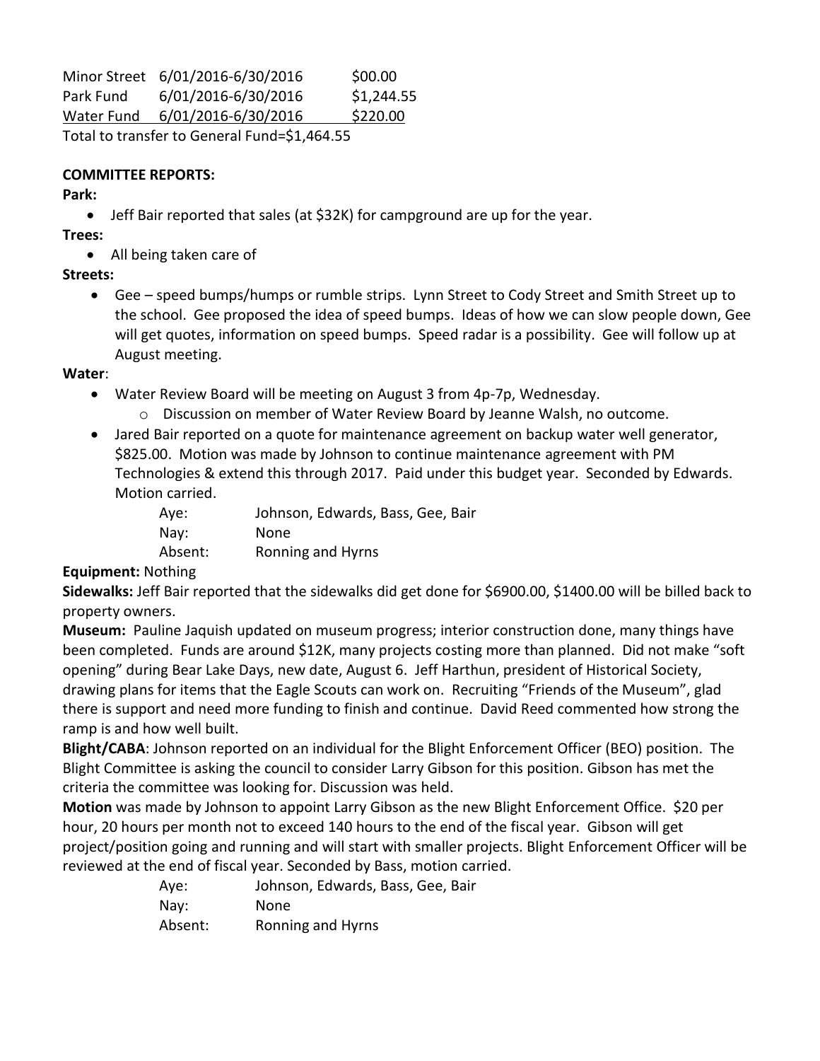| | | |
|---|---|---|
| Minor Street | 6/01/2016-6/30/2016 | $00.00 |
| Park Fund | 6/01/2016-6/30/2016 | $1,244.55 |
| Water Fund | 6/01/2016-6/30/2016 | $220.00 |

Total to transfer to General Fund=$1,464.55

**COMMITTEE REPORTS:**

**Park:**

- Jeff Bair reported that sales (at $32K) for campground are up for the year.

**Trees:**

- All being taken care of

**Streets:**

- Gee – speed bumps/humps or rumble strips. Lynn Street to Cody Street and Smith Street up to the school. Gee proposed the idea of speed bumps. Ideas of how we can slow people down, Gee will get quotes, information on speed bumps. Speed radar is a possibility. Gee will follow up at August meeting.

**Water**:

- Water Review Board will be meeting on August 3 from 4p-7p, Wednesday.
  - Discussion on member of Water Review Board by Jeanne Walsh, no outcome.
- Jared Bair reported on a quote for maintenance agreement on backup water well generator, $825.00. Motion was made by Johnson to continue maintenance agreement with PM Technologies & extend this through 2017. Paid under this budget year. Seconded by Edwards. Motion carried.

| | |
|---|---|
| Aye: | Johnson, Edwards, Bass, Gee, Bair |
| Nay: | None |
| Absent: | Ronning and Hyrns |

**Equipment:** Nothing

**Sidewalks:** Jeff Bair reported that the sidewalks did get done for $6900.00, $1400.00 will be billed back to property owners.

**Museum:** Pauline Jaquish updated on museum progress; interior construction done, many things have been completed. Funds are around $12K, many projects costing more than planned. Did not make "soft opening" during Bear Lake Days, new date, August 6. Jeff Harthun, president of Historical Society, drawing plans for items that the Eagle Scouts can work on. Recruiting "Friends of the Museum", glad there is support and need more funding to finish and continue. David Reed commented how strong the ramp is and how well built.

**Blight/CABA**: Johnson reported on an individual for the Blight Enforcement Officer (BEO) position. The Blight Committee is asking the council to consider Larry Gibson for this position. Gibson has met the criteria the committee was looking for. Discussion was held.

**Motion** was made by Johnson to appoint Larry Gibson as the new Blight Enforcement Office. $20 per hour, 20 hours per month not to exceed 140 hours to the end of the fiscal year. Gibson will get project/position going and running and will start with smaller projects. Blight Enforcement Officer will be reviewed at the end of fiscal year. Seconded by Bass, motion carried.

| | |
|---|---|
| Aye: | Johnson, Edwards, Bass, Gee, Bair |
| Nay: | None |
| Absent: | Ronning and Hyrns |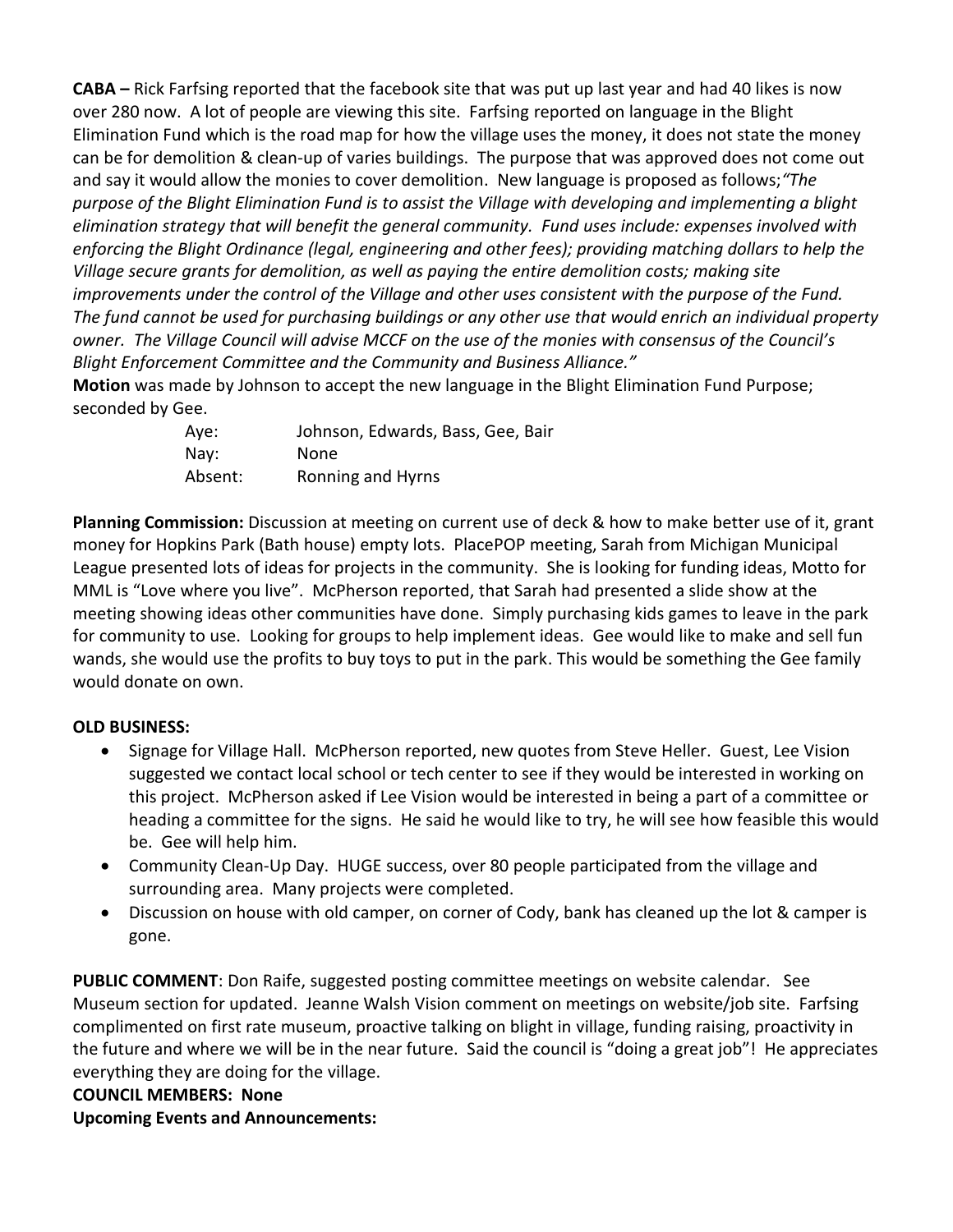**CABA –** Rick Farfsing reported that the facebook site that was put up last year and had 40 likes is now over 280 now. A lot of people are viewing this site. Farfsing reported on language in the Blight Elimination Fund which is the road map for how the village uses the money, it does not state the money can be for demolition & clean-up of varies buildings. The purpose that was approved does not come out and say it would allow the monies to cover demolition. New language is proposed as follows;*"The purpose of the Blight Elimination Fund is to assist the Village with developing and implementing a blight elimination strategy that will benefit the general community. Fund uses include: expenses involved with enforcing the Blight Ordinance (legal, engineering and other fees); providing matching dollars to help the Village secure grants for demolition, as well as paying the entire demolition costs; making site improvements under the control of the Village and other uses consistent with the purpose of the Fund. The fund cannot be used for purchasing buildings or any other use that would enrich an individual property owner. The Village Council will advise MCCF on the use of the monies with consensus of the Council's Blight Enforcement Committee and the Community and Business Alliance."*

**Motion** was made by Johnson to accept the new language in the Blight Elimination Fund Purpose; seconded by Gee.

Aye: Johnson, Edwards, Bass, Gee, Bair
Nay: None
Absent: Ronning and Hyrns

**Planning Commission:** Discussion at meeting on current use of deck & how to make better use of it, grant money for Hopkins Park (Bath house) empty lots. PlacePOP meeting, Sarah from Michigan Municipal League presented lots of ideas for projects in the community. She is looking for funding ideas, Motto for MML is "Love where you live". McPherson reported, that Sarah had presented a slide show at the meeting showing ideas other communities have done. Simply purchasing kids games to leave in the park for community to use. Looking for groups to help implement ideas. Gee would like to make and sell fun wands, she would use the profits to buy toys to put in the park. This would be something the Gee family would donate on own.

**OLD BUSINESS:**

- Signage for Village Hall. McPherson reported, new quotes from Steve Heller. Guest, Lee Vision suggested we contact local school or tech center to see if they would be interested in working on this project. McPherson asked if Lee Vision would be interested in being a part of a committee or heading a committee for the signs. He said he would like to try, he will see how feasible this would be. Gee will help him.
- Community Clean-Up Day. HUGE success, over 80 people participated from the village and surrounding area. Many projects were completed.
- Discussion on house with old camper, on corner of Cody, bank has cleaned up the lot & camper is gone.

**PUBLIC COMMENT**: Don Raife, suggested posting committee meetings on website calendar. See Museum section for updated. Jeanne Walsh Vision comment on meetings on website/job site. Farfsing complimented on first rate museum, proactive talking on blight in village, funding raising, proactivity in the future and where we will be in the near future. Said the council is "doing a great job"! He appreciates everything they are doing for the village.

**COUNCIL MEMBERS: None**

**Upcoming Events and Announcements:**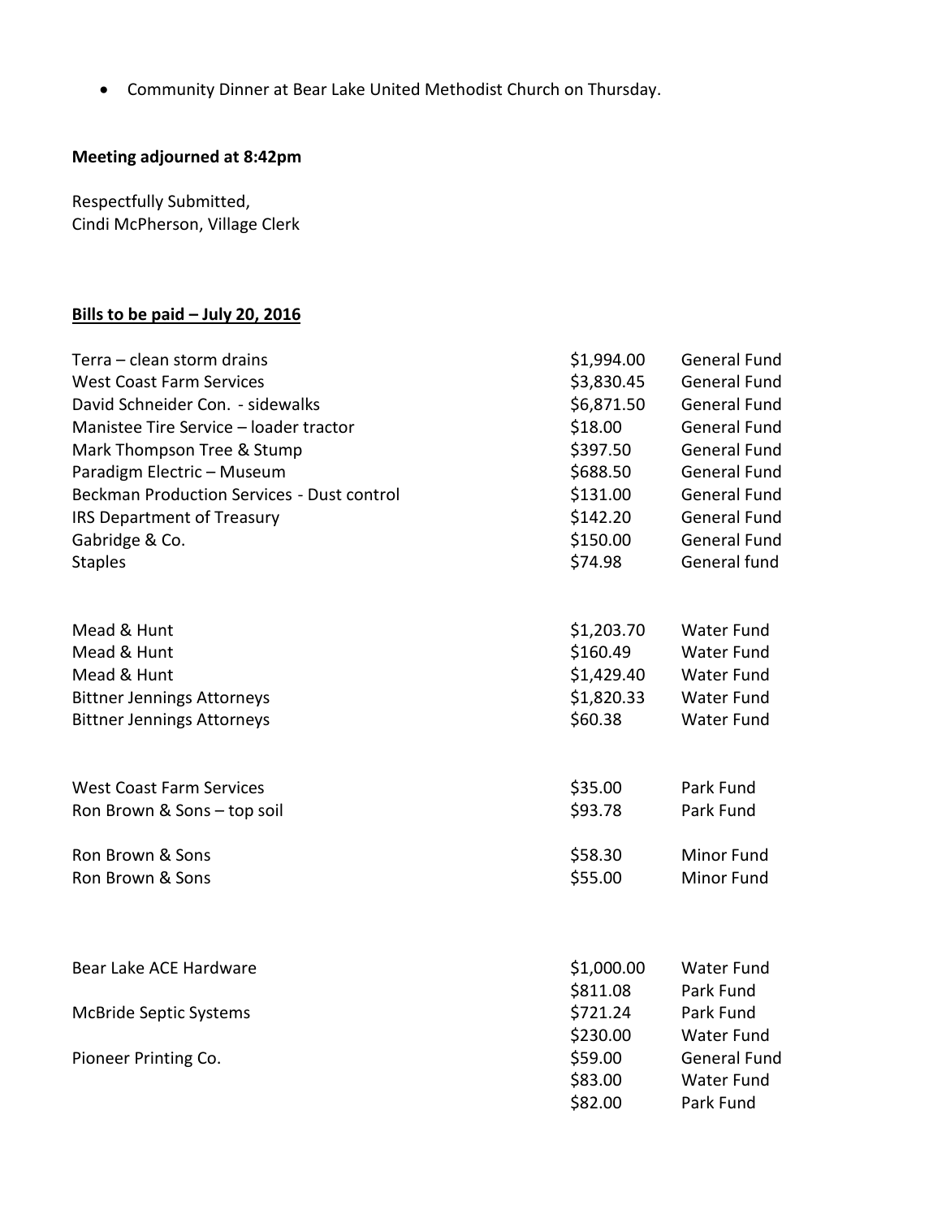- Community Dinner at Bear Lake United Methodist Church on Thursday.

**Meeting adjourned at 8:42pm**

Respectfully Submitted,
Cindi McPherson, Village Clerk

**<u>Bills to be paid – July 20, 2016</u>**

| | | |
|---|---|---|
| Terra – clean storm drains | $1,994.00 | General Fund |
| West Coast Farm Services | $3,830.45 | General Fund |
| David Schneider Con. - sidewalks | $6,871.50 | General Fund |
| Manistee Tire Service – loader tractor | $18.00 | General Fund |
| Mark Thompson Tree & Stump | $397.50 | General Fund |
| Paradigm Electric – Museum | $688.50 | General Fund |
| Beckman Production Services - Dust control | $131.00 | General Fund |
| IRS Department of Treasury | $142.20 | General Fund |
| Gabridge & Co. | $150.00 | General Fund |
| Staples | $74.98 | General fund |
| | | |
| Mead & Hunt | $1,203.70 | Water Fund |
| Mead & Hunt | $160.49 | Water Fund |
| Mead & Hunt | $1,429.40 | Water Fund |
| Bittner Jennings Attorneys | $1,820.33 | Water Fund |
| Bittner Jennings Attorneys | $60.38 | Water Fund |
| | | |
| West Coast Farm Services | $35.00 | Park Fund |
| Ron Brown & Sons – top soil | $93.78 | Park Fund |
| | | |
| Ron Brown & Sons | $58.30 | Minor Fund |
| Ron Brown & Sons | $55.00 | Minor Fund |
| | | |
| Bear Lake ACE Hardware | $1,000.00 | Water Fund |
| | $811.08 | Park Fund |
| McBride Septic Systems | $721.24 | Park Fund |
| | $230.00 | Water Fund |
| Pioneer Printing Co. | $59.00 | General Fund |
| | $83.00 | Water Fund |
| | $82.00 | Park Fund |